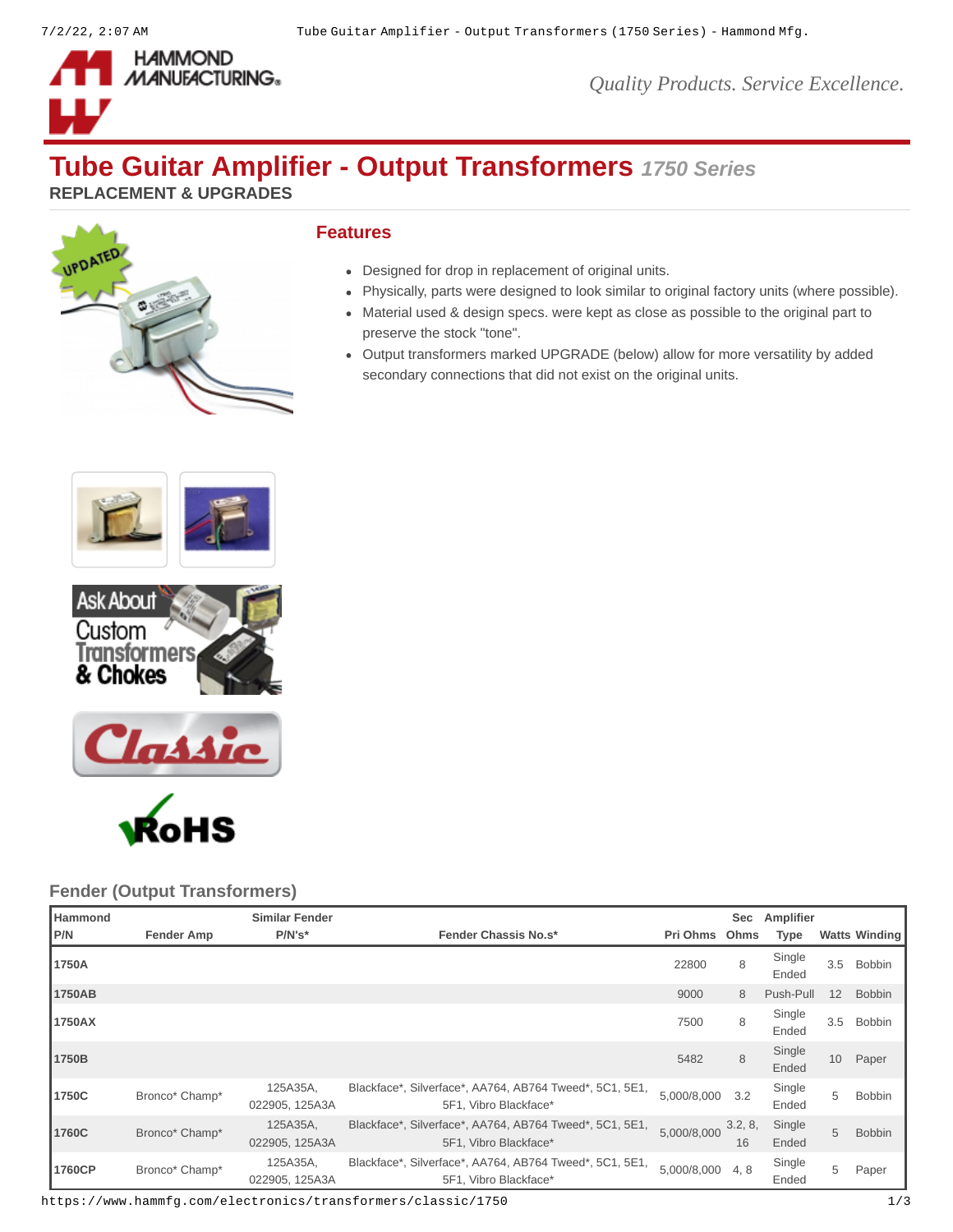# Tube Guitar Amplifier - Output Transformers *1750 Series*

**REPLACEMENT & UPGRADES**

## Features

- Designed for drop in replacement of original units.
- Physically, parts were designed to look similar to original factory units (where possible).
- Material used & design specs. were kept as close as possible to the original part to preserve the stock "tone".
- Output transformers marked UPGRADE (below) allow for more versatility by added secondary connections that did not exist on the original units.

## Fender (Output Transformers)

| Hammond P/N | Fender Amp | Similar Fender P/N's* | Fender Chassis No.s* | Pri Ohms | Sec Ohms | Amplifier Type | Watts | Winding |
|---|---|---|---|---|---|---|---|---|
| **1750A** | | | | 22800 | 8 | Single Ended | 3.5 | Bobbin |
| **1750AB** | | | | 9000 | 8 | Push-Pull | 12 | Bobbin |
| **1750AX** | | | | 7500 | 8 | Single Ended | 3.5 | Bobbin |
| **1750B** | | | | 5482 | 8 | Single Ended | 10 | Paper |
| **1750C** | Bronco* Champ* | 125A35A, 022905, 125A3A | Blackface*, Silverface*, AA764, AB764 Tweed*, 5C1, 5E1, 5F1, Vibro Blackface* | 5,000/8,000 | 3.2 | Single Ended | 5 | Bobbin |
| **1760C** | Bronco* Champ* | 125A35A, 022905, 125A3A | Blackface*, Silverface*, AA764, AB764 Tweed*, 5C1, 5E1, 5F1, Vibro Blackface* | 5,000/8,000 | 3.2, 8, 16 | Single Ended | 5 | Bobbin |
| **1760CP** | Bronco* Champ* | 125A35A, 022905, 125A3A | Blackface*, Silverface*, AA764, AB764 Tweed*, 5C1, 5E1, 5F1, Vibro Blackface* | 5,000/8,000 | 4, 8 | Single Ended | 5 | Paper |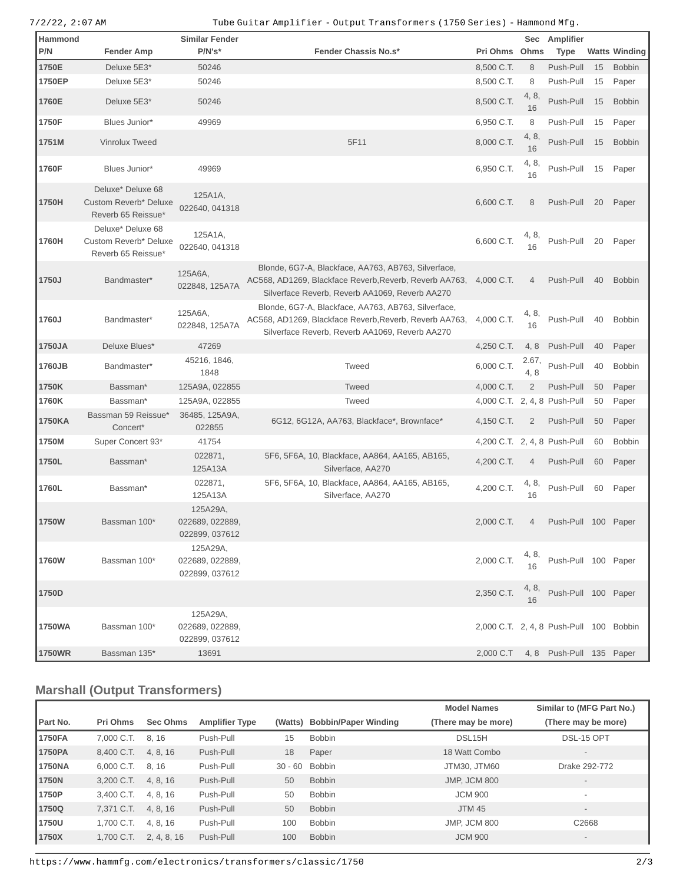| Hammond P/N | Fender Amp | Similar Fender P/N's* | Fender Chassis No.s* | Pri Ohms | Sec Ohms | Amplifier Type | Watts | Winding |
|---|---|---|---|---|---|---|---|---|
| 1750E | Deluxe 5E3* | 50246 | | 8,500 C.T. | 8 | Push-Pull | 15 | Bobbin |
| 1750EP | Deluxe 5E3* | 50246 | | 8,500 C.T. | 8 | Push-Pull | 15 | Paper |
| 1760E | Deluxe 5E3* | 50246 | | 8,500 C.T. | 4, 8, 16 | Push-Pull | 15 | Bobbin |
| 1750F | Blues Junior* | 49969 | | 6,950 C.T. | 8 | Push-Pull | 15 | Paper |
| 1751M | Vinrolux Tweed | | 5F11 | 8,000 C.T. | 4, 8, 16 | Push-Pull | 15 | Bobbin |
| 1760F | Blues Junior* | 49969 | | 6,950 C.T. | 4, 8, 16 | Push-Pull | 15 | Paper |
| 1750H | Deluxe* Deluxe 68 Custom Reverb* Deluxe Reverb 65 Reissue* | 125A1A, 022640, 041318 | | 6,600 C.T. | 8 | Push-Pull | 20 | Paper |
| 1760H | Deluxe* Deluxe 68 Custom Reverb* Deluxe Reverb 65 Reissue* | 125A1A, 022640, 041318 | | 6,600 C.T. | 4, 8, 16 | Push-Pull | 20 | Paper |
| 1750J | Bandmaster* | 125A6A, 022848, 125A7A | Blonde, 6G7-A, Blackface, AA763, AB763, Silverface, AC568, AD1269, Blackface Reverb,Reverb, Reverb AA763, Silverface Reverb, Reverb AA1069, Reverb AA270 | 4,000 C.T. | 4 | Push-Pull | 40 | Bobbin |
| 1760J | Bandmaster* | 125A6A, 022848, 125A7A | Blonde, 6G7-A, Blackface, AA763, AB763, Silverface, AC568, AD1269, Blackface Reverb,Reverb, Reverb AA763, Silverface Reverb, Reverb AA1069, Reverb AA270 | 4,000 C.T. | 4, 8, 16 | Push-Pull | 40 | Bobbin |
| 1750JA | Deluxe Blues* | 47269 | | 4,250 C.T. | 4, 8 | Push-Pull | 40 | Paper |
| 1760JB | Bandmaster* | 45216, 1846, 1848 | Tweed | 6,000 C.T. | 2.67, 4, 8 | Push-Pull | 40 | Bobbin |
| 1750K | Bassman* | 125A9A, 022855 | Tweed | 4,000 C.T. | 2 | Push-Pull | 50 | Paper |
| 1760K | Bassman* | 125A9A, 022855 | Tweed | 4,000 C.T. | 2, 4, 8 | Push-Pull | 50 | Paper |
| 1750KA | Bassman 59 Reissue* Concert* | 36485, 125A9A, 022855 | 6G12, 6G12A, AA763, Blackface*, Brownface* | 4,150 C.T. | 2 | Push-Pull | 50 | Paper |
| 1750M | Super Concert 93* | 41754 | | 4,200 C.T. | 2, 4, 8 | Push-Pull | 60 | Bobbin |
| 1750L | Bassman* | 022871, 125A13A | 5F6, 5F6A, 10, Blackface, AA864, AA165, AB165, Silverface, AA270 | 4,200 C.T. | 4 | Push-Pull | 60 | Paper |
| 1760L | Bassman* | 022871, 125A13A | 5F6, 5F6A, 10, Blackface, AA864, AA165, AB165, Silverface, AA270 | 4,200 C.T. | 4, 8, 16 | Push-Pull | 60 | Paper |
| 1750W | Bassman 100* | 125A29A, 022689, 022889, 022899, 037612 | | 2,000 C.T. | 4 | Push-Pull | 100 | Paper |
| 1760W | Bassman 100* | 125A29A, 022689, 022889, 022899, 037612 | | 2,000 C.T. | 4, 8, 16 | Push-Pull | 100 | Paper |
| 1750D | | | | 2,350 C.T. | 4, 8, 16 | Push-Pull | 100 | Paper |
| 1750WA | Bassman 100* | 125A29A, 022689, 022889, 022899, 037612 | | 2,000 C.T. | 2, 4, 8 | Push-Pull | 100 | Bobbin |
| 1750WR | Bassman 135* | 13691 | | 2,000 C.T | 4, 8 | Push-Pull | 135 | Paper |

## Marshall (Output Transformers)

| Part No. | Pri Ohms | Sec Ohms | Amplifier Type | (Watts) | Bobbin/Paper Winding | Model Names (There may be more) | Similar to (MFG Part No.) (There may be more) |
|---|---|---|---|---|---|---|---|
| 1750FA | 7,000 C.T. | 8, 16 | Push-Pull | 15 | Bobbin | DSL15H | DSL-15 OPT |
| 1750PA | 8,400 C.T. | 4, 8, 16 | Push-Pull | 18 | Paper | 18 Watt Combo | - |
| 1750NA | 6,000 C.T. | 8, 16 | Push-Pull | 30 - 60 | Bobbin | JTM30, JTM60 | Drake 292-772 |
| 1750N | 3,200 C.T. | 4, 8, 16 | Push-Pull | 50 | Bobbin | JMP, JCM 800 | - |
| 1750P | 3,400 C.T. | 4, 8, 16 | Push-Pull | 50 | Bobbin | JCM 900 | - |
| 1750Q | 7,371 C.T. | 4, 8, 16 | Push-Pull | 50 | Bobbin | JTM 45 | - |
| 1750U | 1,700 C.T. | 4, 8, 16 | Push-Pull | 100 | Bobbin | JMP, JCM 800 | C2668 |
| 1750X | 1,700 C.T. | 2, 4, 8, 16 | Push-Pull | 100 | Bobbin | JCM 900 | - |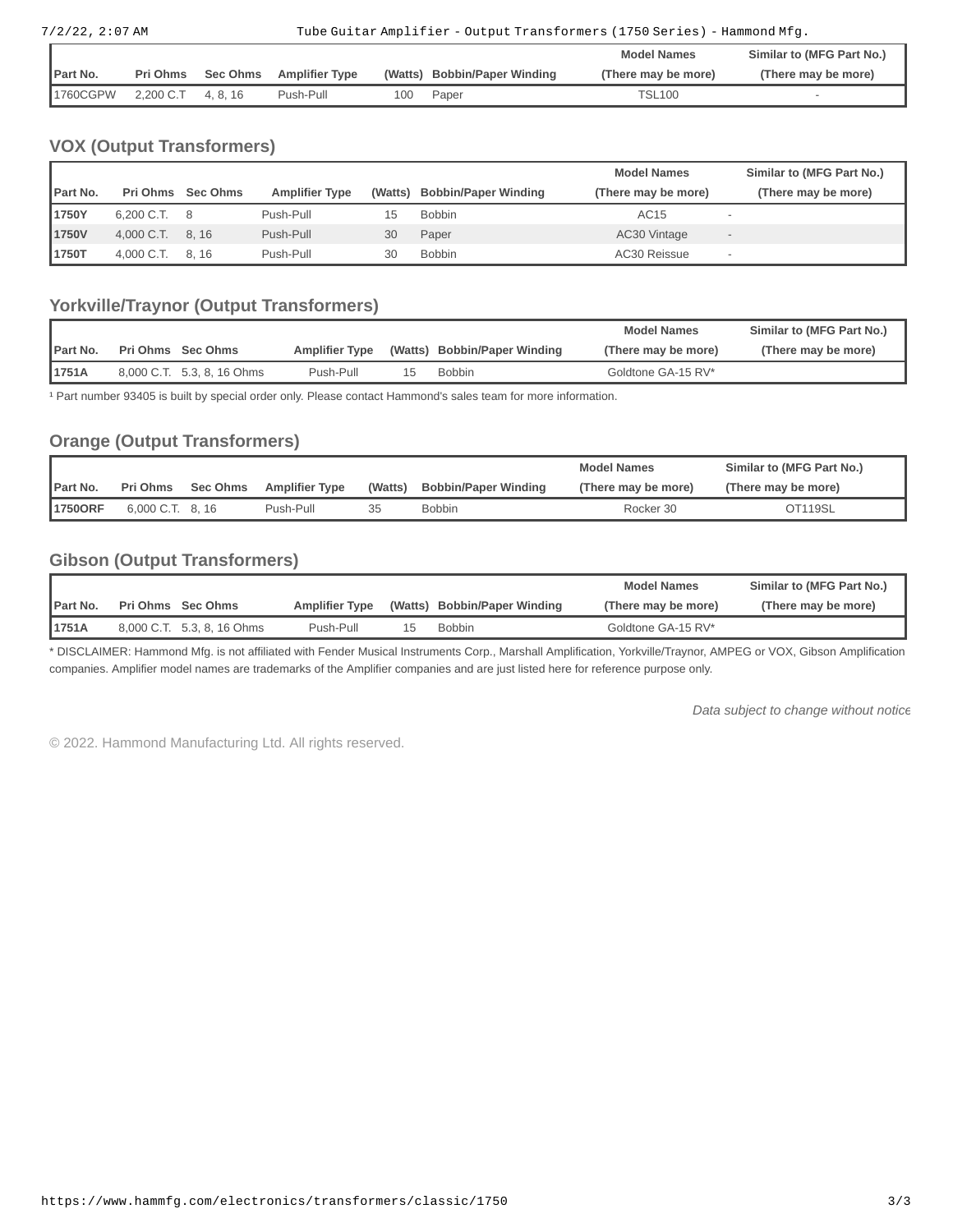| Part No. | Pri Ohms | Sec Ohms | Amplifier Type | (Watts) | Bobbin/Paper Winding | Model Names (There may be more) | Similar to (MFG Part No.) (There may be more) |
|---|---|---|---|---|---|---|---|
| 1760CGPW | 2,200 C.T | 4, 8, 16 | Push-Pull | 100 | Paper | TSL100 | - |

## VOX (Output Transformers)

| Part No. | Pri Ohms | Sec Ohms | Amplifier Type | (Watts) | Bobbin/Paper Winding | Model Names (There may be more) | Similar to (MFG Part No.) (There may be more) |
|---|---|---|---|---|---|---|---|
| **1750Y** | 6,200 C.T. | 8 | Push-Pull | 15 | Bobbin | AC15 | - |
| **1750V** | 4,000 C.T. | 8, 16 | Push-Pull | 30 | Paper | AC30 Vintage | - |
| **1750T** | 4,000 C.T. | 8, 16 | Push-Pull | 30 | Bobbin | AC30 Reissue | - |

## Yorkville/Traynor (Output Transformers)

| Part No. | Pri Ohms | Sec Ohms | Amplifier Type | (Watts) | Bobbin/Paper Winding | Model Names (There may be more) | Similar to (MFG Part No.) (There may be more) |
|---|---|---|---|---|---|---|---|
| **1751A** | 8,000 C.T. | 5.3, 8, 16 Ohms | Push-Pull | 15 | Bobbin | Goldtone GA-15 RV* | |

¹ Part number 93405 is built by special order only. Please contact Hammond's sales team for more information.

## Orange (Output Transformers)

| Part No. | Pri Ohms | Sec Ohms | Amplifier Type | (Watts) | Bobbin/Paper Winding | Model Names (There may be more) | Similar to (MFG Part No.) (There may be more) |
|---|---|---|---|---|---|---|---|
| **1750ORF** | 6,000 C.T. | 8, 16 | Push-Pull | 35 | Bobbin | Rocker 30 | OT119SL |

## Gibson (Output Transformers)

| Part No. | Pri Ohms | Sec Ohms | Amplifier Type | (Watts) | Bobbin/Paper Winding | Model Names (There may be more) | Similar to (MFG Part No.) (There may be more) |
|---|---|---|---|---|---|---|---|
| **1751A** | 8,000 C.T. | 5.3, 8, 16 Ohms | Push-Pull | 15 | Bobbin | Goldtone GA-15 RV* | |

* DISCLAIMER: Hammond Mfg. is not affiliated with Fender Musical Instruments Corp., Marshall Amplification, Yorkville/Traynor, AMPEG or VOX, Gibson Amplification companies. Amplifier model names are trademarks of the Amplifier companies and are just listed here for reference purpose only.

*Data subject to change without notice*

© 2022. Hammond Manufacturing Ltd. All rights reserved.